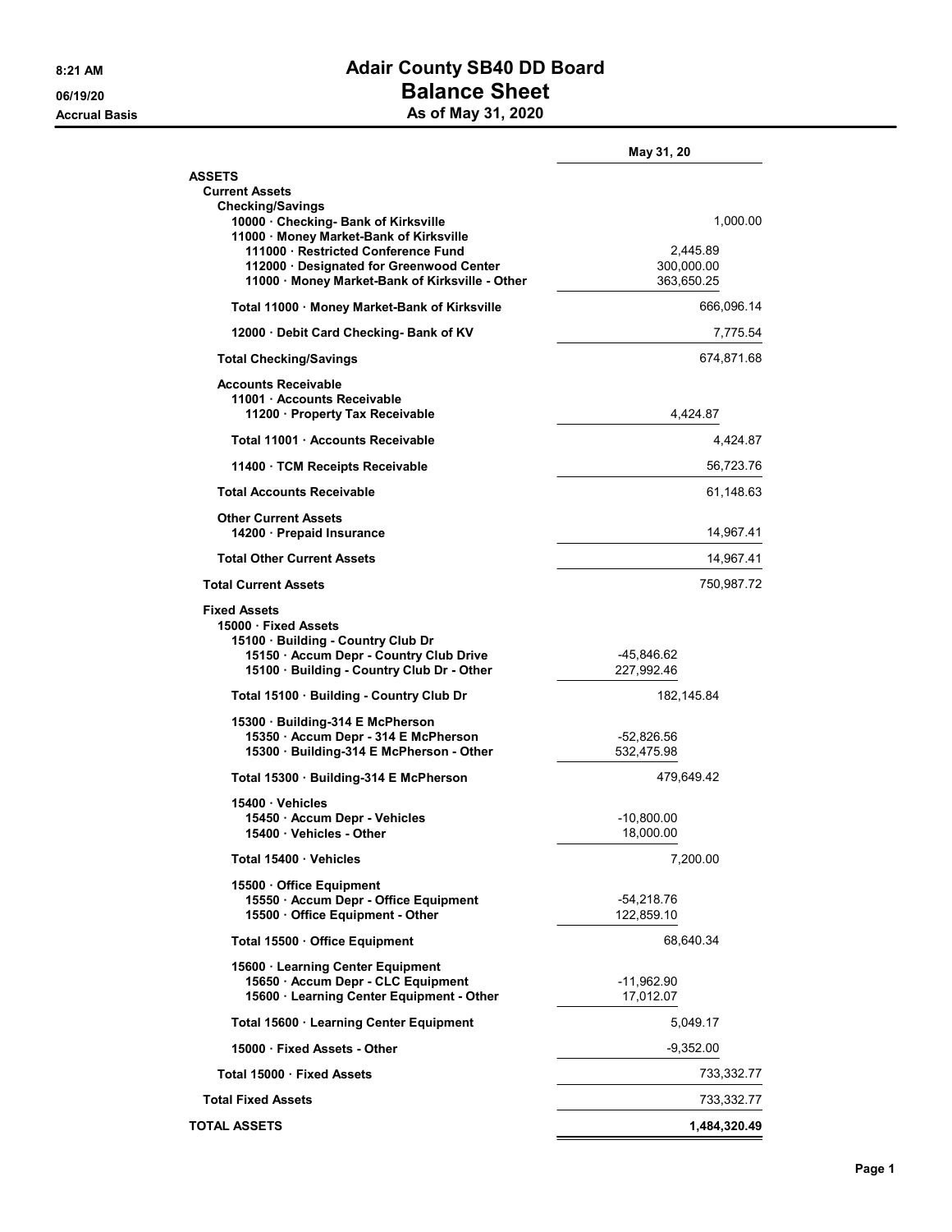8:21 AM
06/19/20
Accrual Basis

# Adair County SB40 DD Board
## Balance Sheet
### As of May 31, 2020

| | | May 31, 20 |
|---|---|---|
| **ASSETS** | | |
| **Current Assets** | | |
| **Checking/Savings** | | |
| 10000 · Checking- Bank of Kirksville | | 1,000.00 |
| 11000 · Money Market-Bank of Kirksville | | |
| 111000 · Restricted Conference Fund | 2,445.89 | |
| 112000 · Designated for Greenwood Center | 300,000.00 | |
| 11000 · Money Market-Bank of Kirksville - Other | 363,650.25 | |
| **Total 11000 · Money Market-Bank of Kirksville** | | 666,096.14 |
| 12000 · Debit Card Checking- Bank of KV | | 7,775.54 |
| **Total Checking/Savings** | | 674,871.68 |
| **Accounts Receivable** | | |
| 11001 · Accounts Receivable | | |
| 11200 · Property Tax Receivable | 4,424.87 | |
| **Total 11001 · Accounts Receivable** | | 4,424.87 |
| 11400 · TCM Receipts Receivable | | 56,723.76 |
| **Total Accounts Receivable** | | 61,148.63 |
| **Other Current Assets** | | |
| 14200 · Prepaid Insurance | | 14,967.41 |
| **Total Other Current Assets** | | 14,967.41 |
| **Total Current Assets** | | 750,987.72 |
| **Fixed Assets** | | |
| 15000 · Fixed Assets | | |
| 15100 · Building - Country Club Dr | | |
| 15150 · Accum Depr - Country Club Drive | -45,846.62 | |
| 15100 · Building - Country Club Dr - Other | 227,992.46 | |
| **Total 15100 · Building - Country Club Dr** | 182,145.84 | |
| 15300 · Building-314 E McPherson | | |
| 15350 · Accum Depr - 314 E McPherson | -52,826.56 | |
| 15300 · Building-314 E McPherson - Other | 532,475.98 | |
| **Total 15300 · Building-314 E McPherson** | 479,649.42 | |
| 15400 · Vehicles | | |
| 15450 · Accum Depr - Vehicles | -10,800.00 | |
| 15400 · Vehicles - Other | 18,000.00 | |
| **Total 15400 · Vehicles** | 7,200.00 | |
| 15500 · Office Equipment | | |
| 15550 · Accum Depr - Office Equipment | -54,218.76 | |
| 15500 · Office Equipment - Other | 122,859.10 | |
| **Total 15500 · Office Equipment** | 68,640.34 | |
| 15600 · Learning Center Equipment | | |
| 15650 · Accum Depr - CLC Equipment | -11,962.90 | |
| 15600 · Learning Center Equipment - Other | 17,012.07 | |
| **Total 15600 · Learning Center Equipment** | 5,049.17 | |
| 15000 · Fixed Assets - Other | -9,352.00 | |
| **Total 15000 · Fixed Assets** | | 733,332.77 |
| **Total Fixed Assets** | | 733,332.77 |
| **TOTAL ASSETS** | | **1,484,320.49** |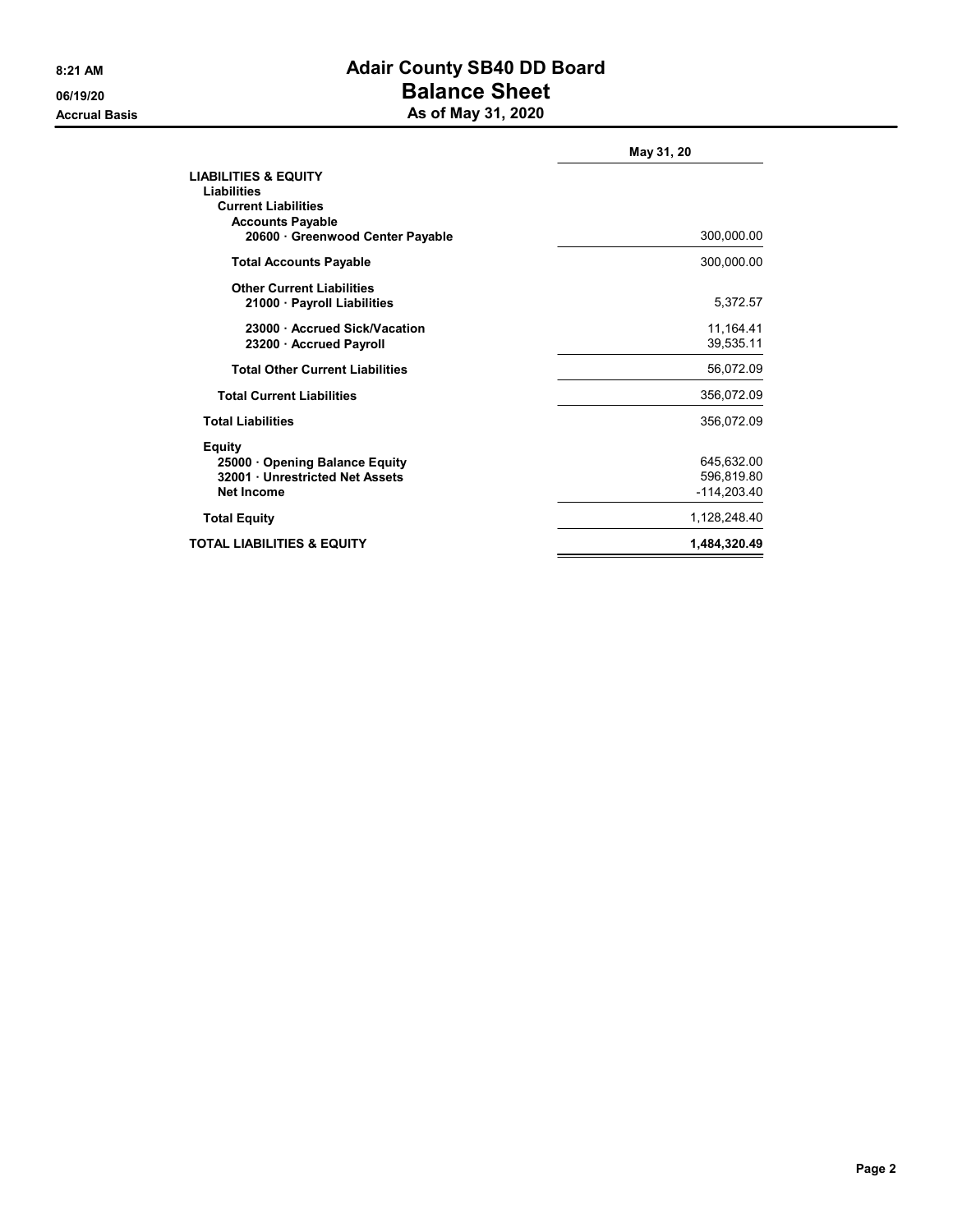# Adair County SB40 DD Board

## Balance Sheet

### As of May 31, 2020

8:21 AM
06/19/20
Accrual Basis

| | May 31, 20 |
|---|---|
| **LIABILITIES & EQUITY** | |
| **Liabilities** | |
| **Current Liabilities** | |
| **Accounts Payable** | |
| **20600 · Greenwood Center Payable** | 300,000.00 |
| **Total Accounts Payable** | 300,000.00 |
| **Other Current Liabilities** | |
| **21000 · Payroll Liabilities** | 5,372.57 |
| **23000 · Accrued Sick/Vacation** | 11,164.41 |
| **23200 · Accrued Payroll** | 39,535.11 |
| **Total Other Current Liabilities** | 56,072.09 |
| **Total Current Liabilities** | 356,072.09 |
| **Total Liabilities** | 356,072.09 |
| **Equity** | |
| **25000 · Opening Balance Equity** | 645,632.00 |
| **32001 · Unrestricted Net Assets** | 596,819.80 |
| **Net Income** | -114,203.40 |
| **Total Equity** | 1,128,248.40 |
| **TOTAL LIABILITIES & EQUITY** | **1,484,320.49** |